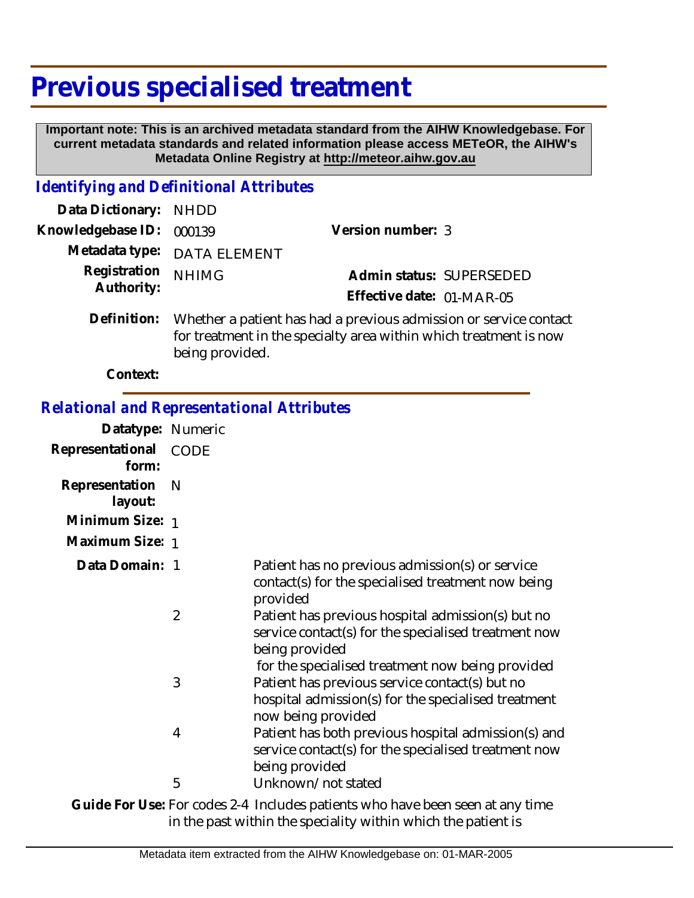# Previous specialised treatment

**Important note: This is an archived metadata standard from the AIHW Knowledgebase. For current metadata standards and related information please access METeOR, the AIHW's Metadata Online Registry at http://meteor.aihw.gov.au**

## *Identifying and Definitional Attributes*

**Data Dictionary:** NHDD

**Knowledgebase ID:** 000139

**Version number:** 3

**Metadata type:** DATA ELEMENT

**Registration Authority:** NHIMG

**Admin status:** SUPERSEDED

**Effective date:** 01-MAR-05

**Definition:** Whether a patient has had a previous admission or service contact for treatment in the specialty area within which treatment is now being provided.

**Context:**

## *Relational and Representational Attributes*

**Datatype:** Numeric

**Representational form:** CODE

**Representation layout:** N

**Minimum Size:** 1

**Maximum Size:** 1

**Data Domain:**

| Code | Description |
|---|---|
| 1 | Patient has no previous admission(s) or service contact(s) for the specialised treatment now being provided |
| 2 | Patient has previous hospital admission(s) but no service contact(s) for the specialised treatment now being provided for the specialised treatment now being provided |
| 3 | Patient has previous service contact(s) but no hospital admission(s) for the specialised treatment now being provided |
| 4 | Patient has both previous hospital admission(s) and service contact(s) for the specialised treatment now being provided |
| 5 | Unknown/not stated |

**Guide For Use:** For codes 2-4 Includes patients who have been seen at any time in the past within the speciality within which the patient is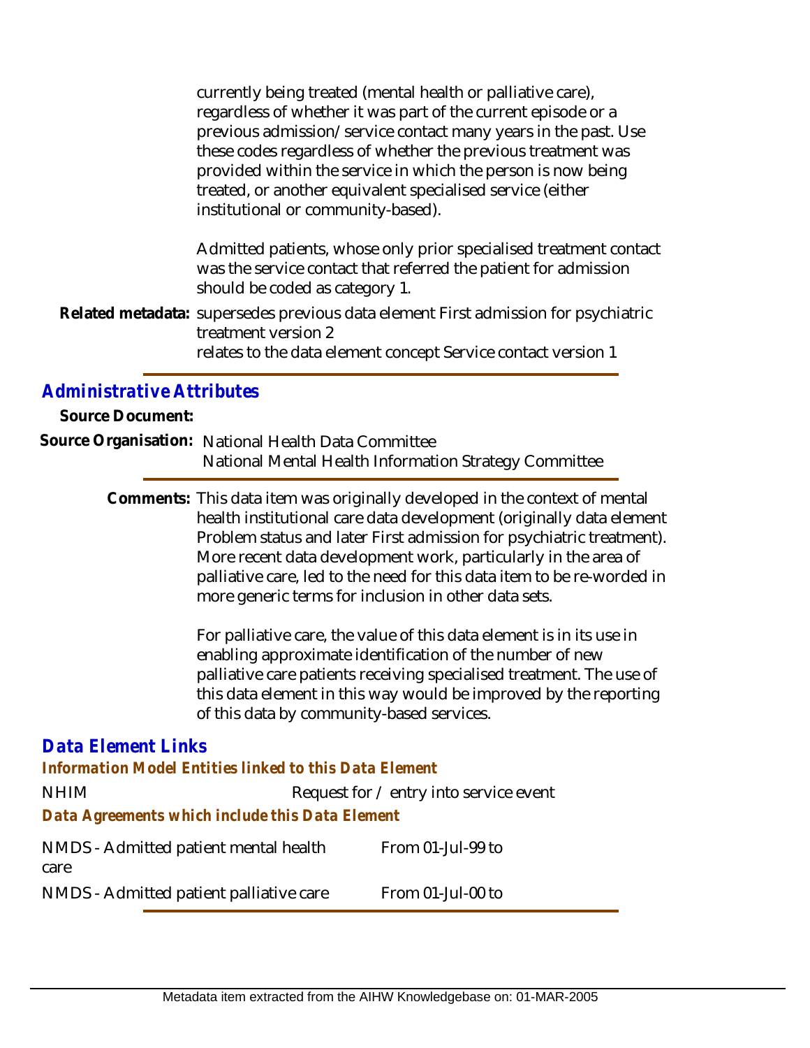currently being treated (mental health or palliative care), regardless of whether it was part of the current episode or a previous admission/service contact many years in the past. Use these codes regardless of whether the previous treatment was provided within the service in which the person is now being treated, or another equivalent specialised service (either institutional or community-based).

Admitted patients, whose only prior specialised treatment contact was the service contact that referred the patient for admission should be coded as category 1.

**Related metadata:** supersedes previous data element First admission for psychiatric treatment version 2
relates to the data element concept Service contact version 1

## Administrative Attributes

**Source Document:**

**Source Organisation:** National Health Data Committee
National Mental Health Information Strategy Committee

**Comments:** This data item was originally developed in the context of mental health institutional care data development (originally data element Problem status and later First admission for psychiatric treatment). More recent data development work, particularly in the area of palliative care, led to the need for this data item to be re-worded in more generic terms for inclusion in other data sets.

For palliative care, the value of this data element is in its use in enabling approximate identification of the number of new palliative care patients receiving specialised treatment. The use of this data element in this way would be improved by the reporting of this data by community-based services.

## Data Element Links

### Information Model Entities linked to this Data Element

NHIM Request for / entry into service event

### Data Agreements which include this Data Element

| | |
|---|---|
| NMDS - Admitted patient mental health care | From 01-Jul-99 to |
| NMDS - Admitted patient palliative care | From 01-Jul-00 to |